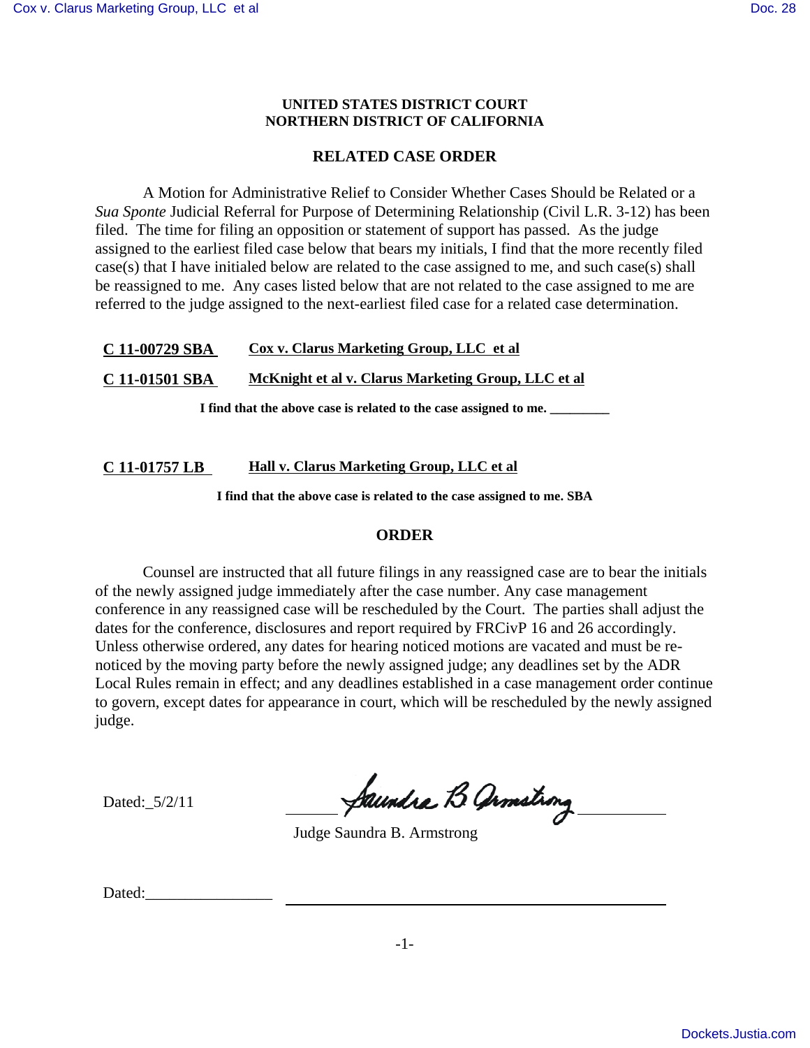**UNITED STATES DISTRICT COURT**
**NORTHERN DISTRICT OF CALIFORNIA**

## RELATED CASE ORDER

A Motion for Administrative Relief to Consider Whether Cases Should be Related or a *Sua Sponte* Judicial Referral for Purpose of Determining Relationship (Civil L.R. 3-12) has been filed. The time for filing an opposition or statement of support has passed. As the judge assigned to the earliest filed case below that bears my initials, I find that the more recently filed case(s) that I have initialed below are related to the case assigned to me, and such case(s) shall be reassigned to me. Any cases listed below that are not related to the case assigned to me are referred to the judge assigned to the next-earliest filed case for a related case determination.

**C 11-00729 SBA** **Cox v. Clarus Marketing Group, LLC et al**

**C 11-01501 SBA** **McKnight et al v. Clarus Marketing Group, LLC et al**

**I find that the above case is related to the case assigned to me. ________**

**C 11-01757 LB** **Hall v. Clarus Marketing Group, LLC et al**

**I find that the above case is related to the case assigned to me. SBA**

## ORDER

Counsel are instructed that all future filings in any reassigned case are to bear the initials of the newly assigned judge immediately after the case number. Any case management conference in any reassigned case will be rescheduled by the Court. The parties shall adjust the dates for the conference, disclosures and report required by FRCivP 16 and 26 accordingly. Unless otherwise ordered, any dates for hearing noticed motions are vacated and must be re-noticed by the moving party before the newly assigned judge; any deadlines set by the ADR Local Rules remain in effect; and any deadlines established in a case management order continue to govern, except dates for appearance in court, which will be rescheduled by the newly assigned judge.

Dated: 5/2/11

Saundra B Armstrong
Judge Saundra B. Armstrong

Dated:________________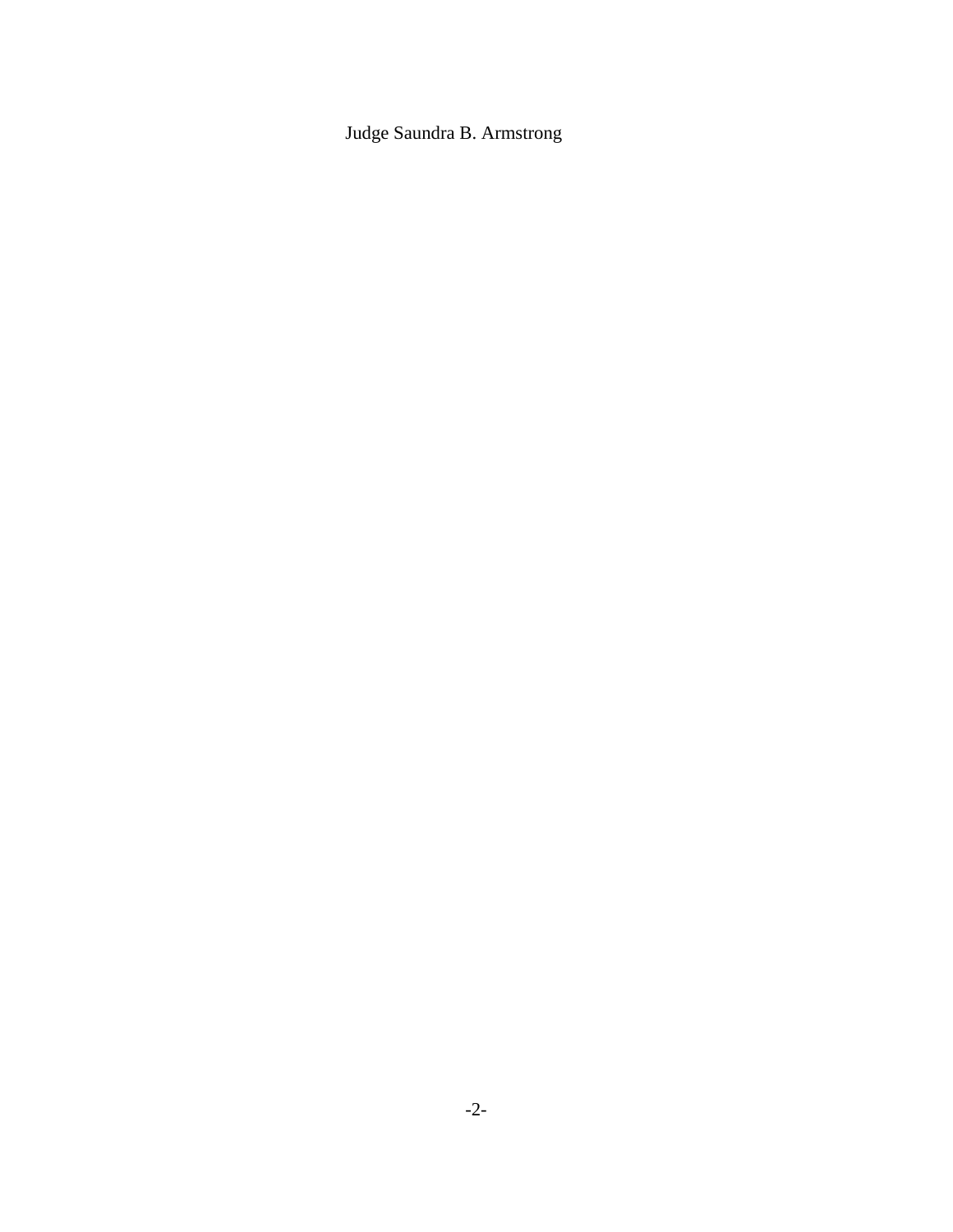Judge Saundra B. Armstrong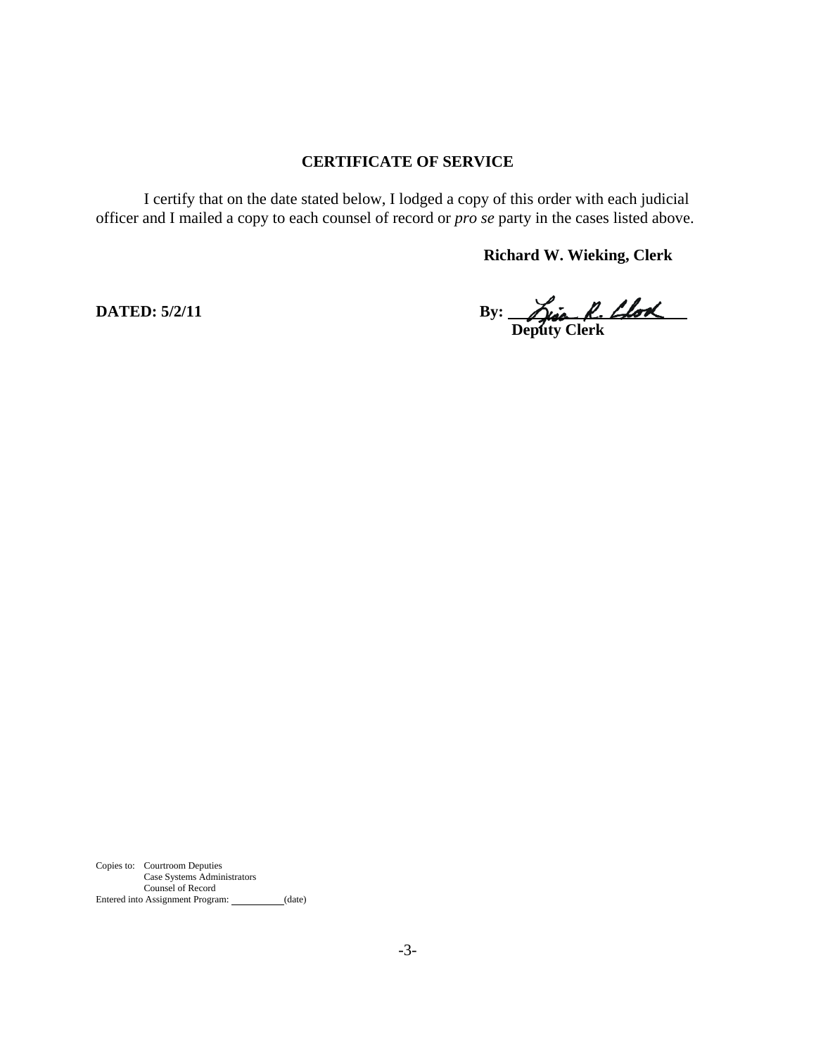## CERTIFICATE OF SERVICE

I certify that on the date stated below, I lodged a copy of this order with each judicial officer and I mailed a copy to each counsel of record or *pro se* party in the cases listed above.

**Richard W. Wieking, Clerk**

**DATED: 5/2/11**

**By:** Lisa R. Clark
**Deputy Clerk**

Copies to: Courtroom Deputies
Case Systems Administrators
Counsel of Record
Entered into Assignment Program: \_\_\_\_\_\_\_\_\_\_(date)